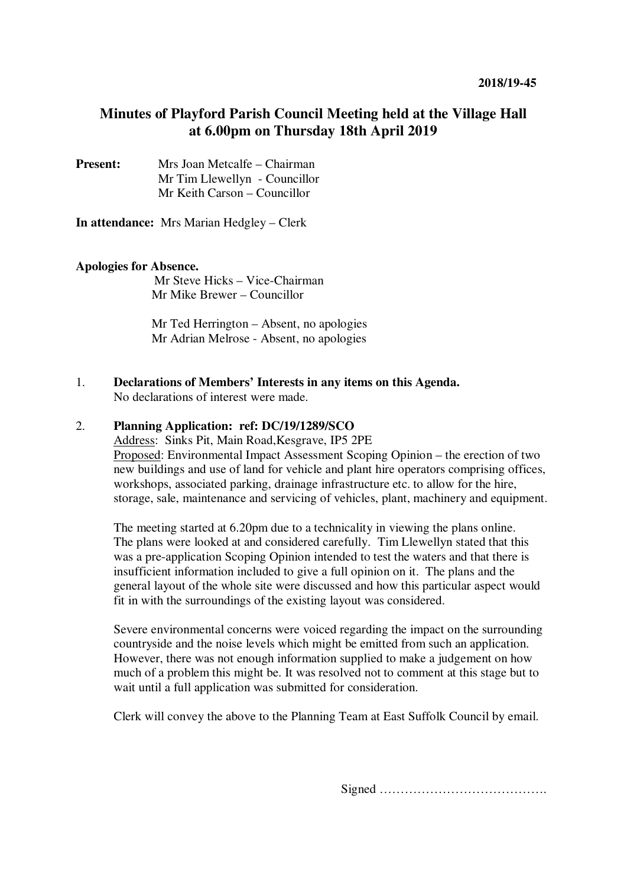2018/19-45

# Minutes of Playford Parish Council Meeting held at the Village Hall at 6.00pm on Thursday 18th April 2019

**Present:** Mrs Joan Metcalfe – Chairman
Mr Tim Llewellyn - Councillor
Mr Keith Carson – Councillor

**In attendance:** Mrs Marian Hedgley – Clerk

**Apologies for Absence.**
Mr Steve Hicks – Vice-Chairman
Mr Mike Brewer – Councillor

Mr Ted Herrington – Absent, no apologies
Mr Adrian Melrose - Absent, no apologies

1. **Declarations of Members' Interests in any items on this Agenda.**
No declarations of interest were made.

2. **Planning Application: ref: DC/19/1289/SCO**
Address: Sinks Pit, Main Road,Kesgrave, IP5 2PE
Proposed: Environmental Impact Assessment Scoping Opinion – the erection of two new buildings and use of land for vehicle and plant hire operators comprising offices, workshops, associated parking, drainage infrastructure etc. to allow for the hire, storage, sale, maintenance and servicing of vehicles, plant, machinery and equipment.

The meeting started at 6.20pm due to a technicality in viewing the plans online. The plans were looked at and considered carefully. Tim Llewellyn stated that this was a pre-application Scoping Opinion intended to test the waters and that there is insufficient information included to give a full opinion on it. The plans and the general layout of the whole site were discussed and how this particular aspect would fit in with the surroundings of the existing layout was considered.

Severe environmental concerns were voiced regarding the impact on the surrounding countryside and the noise levels which might be emitted from such an application. However, there was not enough information supplied to make a judgement on how much of a problem this might be. It was resolved not to comment at this stage but to wait until a full application was submitted for consideration.

Clerk will convey the above to the Planning Team at East Suffolk Council by email.

Signed ………………………………….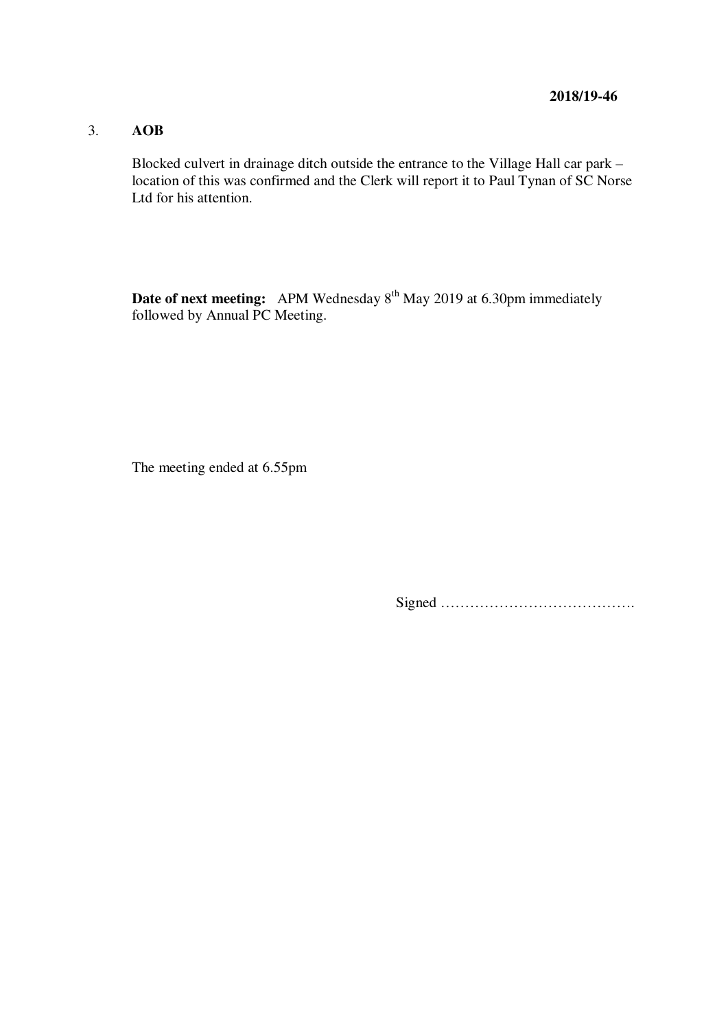**2018/19-46**

3. **AOB**

Blocked culvert in drainage ditch outside the entrance to the Village Hall car park – location of this was confirmed and the Clerk will report it to Paul Tynan of SC Norse Ltd for his attention.

**Date of next meeting:** APM Wednesday 8th May 2019 at 6.30pm immediately followed by Annual PC Meeting.

The meeting ended at 6.55pm

Signed ………………………………….